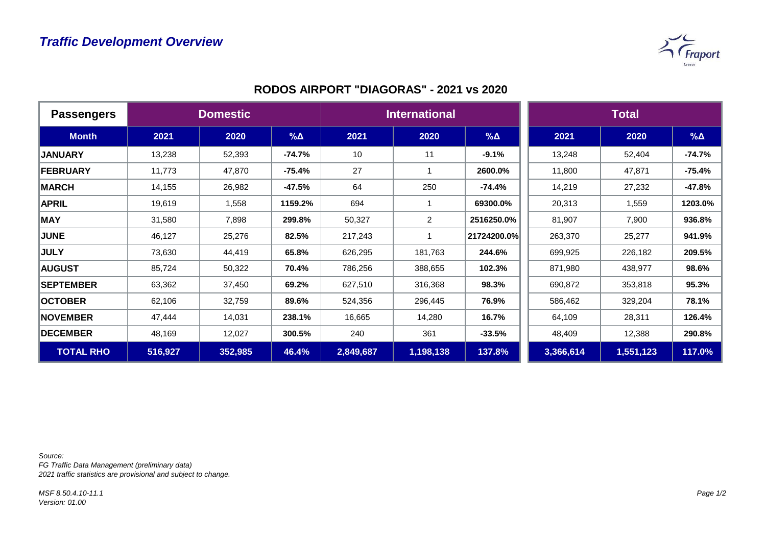## Traffic Development Overview

### RODOS AIRPORT "DIAGORAS" - 2021 vs 2020

| Passengers | Domestic | | | International | | | Total | | |
|---|---|---|---|---|---|---|---|---|---|
| **Month** | **2021** | **2020** | **%Δ** | **2021** | **2020** | **%Δ** | **2021** | **2020** | **%Δ** |
| **JANUARY** | 13,238 | 52,393 | **-74.7%** | 10 | 11 | **-9.1%** | 13,248 | 52,404 | **-74.7%** |
| **FEBRUARY** | 11,773 | 47,870 | **-75.4%** | 27 | 1 | **2600.0%** | 11,800 | 47,871 | **-75.4%** |
| **MARCH** | 14,155 | 26,982 | **-47.5%** | 64 | 250 | **-74.4%** | 14,219 | 27,232 | **-47.8%** |
| **APRIL** | 19,619 | 1,558 | **1159.2%** | 694 | 1 | **69300.0%** | 20,313 | 1,559 | **1203.0%** |
| **MAY** | 31,580 | 7,898 | **299.8%** | 50,327 | 2 | **2516250.0%** | 81,907 | 7,900 | **936.8%** |
| **JUNE** | 46,127 | 25,276 | **82.5%** | 217,243 | 1 | **21724200.0%** | 263,370 | 25,277 | **941.9%** |
| **JULY** | 73,630 | 44,419 | **65.8%** | 626,295 | 181,763 | **244.6%** | 699,925 | 226,182 | **209.5%** |
| **AUGUST** | 85,724 | 50,322 | **70.4%** | 786,256 | 388,655 | **102.3%** | 871,980 | 438,977 | **98.6%** |
| **SEPTEMBER** | 63,362 | 37,450 | **69.2%** | 627,510 | 316,368 | **98.3%** | 690,872 | 353,818 | **95.3%** |
| **OCTOBER** | 62,106 | 32,759 | **89.6%** | 524,356 | 296,445 | **76.9%** | 586,462 | 329,204 | **78.1%** |
| **NOVEMBER** | 47,444 | 14,031 | **238.1%** | 16,665 | 14,280 | **16.7%** | 64,109 | 28,311 | **126.4%** |
| **DECEMBER** | 48,169 | 12,027 | **300.5%** | 240 | 361 | **-33.5%** | 48,409 | 12,388 | **290.8%** |
| **TOTAL RHO** | **516,927** | **352,985** | **46.4%** | **2,849,687** | **1,198,138** | **137.8%** | **3,366,614** | **1,551,123** | **117.0%** |

*Source:*
*FG Traffic Data Management (preliminary data)*
*2021 traffic statistics are provisional and subject to change.*

*MSF 8.50.4.10-11.1*
*Version: 01.00*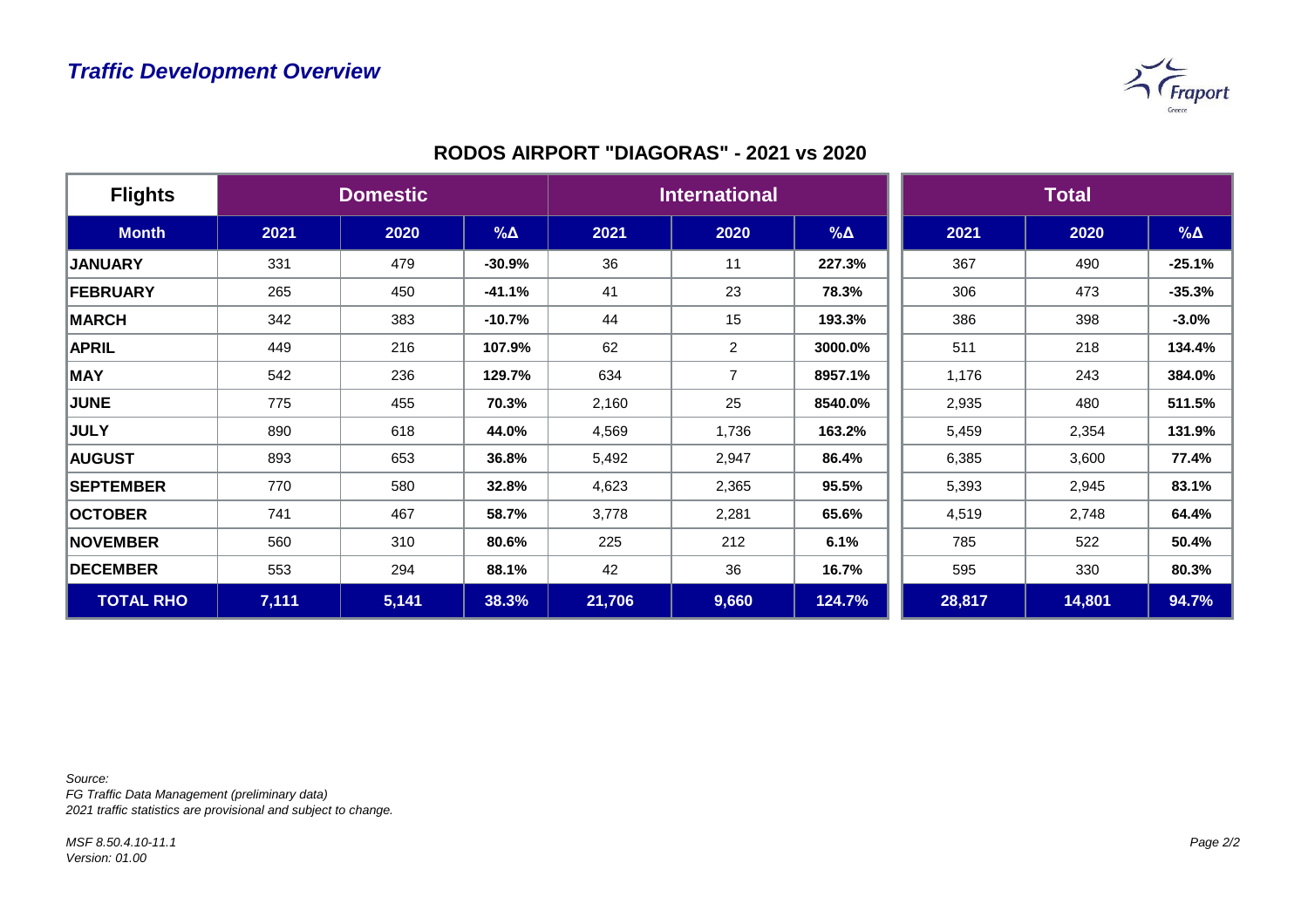# Traffic Development Overview

## RODOS AIRPORT "DIAGORAS" - 2021 vs 2020

| Flights | Domestic | | | International | | | Total | | |
|---|---|---|---|---|---|---|---|---|---|
| Month | 2021 | 2020 | %Δ | 2021 | 2020 | %Δ | 2021 | 2020 | %Δ |
| JANUARY | 331 | 479 | -30.9% | 36 | 11 | 227.3% | 367 | 490 | -25.1% |
| FEBRUARY | 265 | 450 | -41.1% | 41 | 23 | 78.3% | 306 | 473 | -35.3% |
| MARCH | 342 | 383 | -10.7% | 44 | 15 | 193.3% | 386 | 398 | -3.0% |
| APRIL | 449 | 216 | 107.9% | 62 | 2 | 3000.0% | 511 | 218 | 134.4% |
| MAY | 542 | 236 | 129.7% | 634 | 7 | 8957.1% | 1,176 | 243 | 384.0% |
| JUNE | 775 | 455 | 70.3% | 2,160 | 25 | 8540.0% | 2,935 | 480 | 511.5% |
| JULY | 890 | 618 | 44.0% | 4,569 | 1,736 | 163.2% | 5,459 | 2,354 | 131.9% |
| AUGUST | 893 | 653 | 36.8% | 5,492 | 2,947 | 86.4% | 6,385 | 3,600 | 77.4% |
| SEPTEMBER | 770 | 580 | 32.8% | 4,623 | 2,365 | 95.5% | 5,393 | 2,945 | 83.1% |
| OCTOBER | 741 | 467 | 58.7% | 3,778 | 2,281 | 65.6% | 4,519 | 2,748 | 64.4% |
| NOVEMBER | 560 | 310 | 80.6% | 225 | 212 | 6.1% | 785 | 522 | 50.4% |
| DECEMBER | 553 | 294 | 88.1% | 42 | 36 | 16.7% | 595 | 330 | 80.3% |
| TOTAL RHO | 7,111 | 5,141 | 38.3% | 21,706 | 9,660 | 124.7% | 28,817 | 14,801 | 94.7% |

*Source:*
*FG Traffic Data Management (preliminary data)*
*2021 traffic statistics are provisional and subject to change.*

*MSF 8.50.4.10-11.1*
*Version: 01.00*